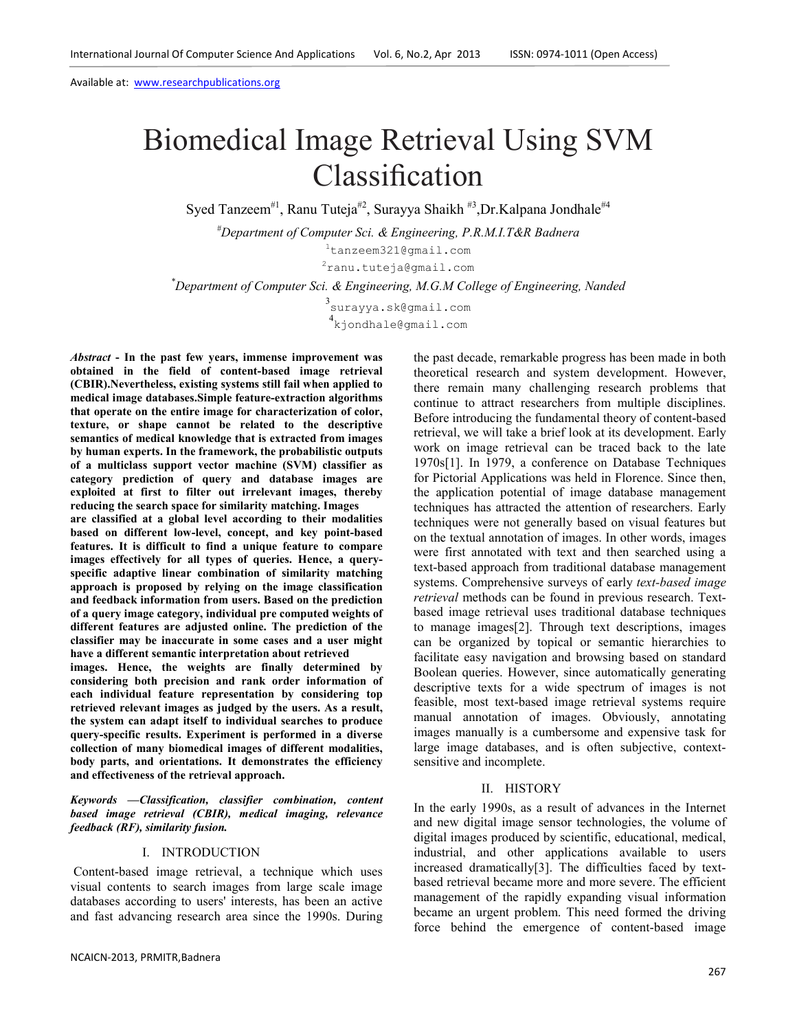Available at: www.researchpublications.org

# Biomedical Image Retrieval Using SVM Classification

Syed Tanzeem[#1], Ranu Tuteja[#2], Surayya Shaikh [#3], Dr.Kalpana Jondhale[#4]

[#]*Department of Computer Sci. & Engineering, P.R.M.I.T&R Badnera*

[1]tanzeem321@gmail.com

[2]ranu.tuteja@gmail.com

[*]*Department of Computer Sci. & Engineering, M.G.M College of Engineering, Nanded*

[3]surayya.sk@gmail.com

[4]kjondhale@gmail.com

***Abstract* - In the past few years, immense improvement was obtained in the field of content-based image retrieval (CBIR).Nevertheless, existing systems still fail when applied to medical image databases.Simple feature-extraction algorithms that operate on the entire image for characterization of color, texture, or shape cannot be related to the descriptive semantics of medical knowledge that is extracted from images by human experts. In the framework, the probabilistic outputs of a multiclass support vector machine (SVM) classifier as category prediction of query and database images are exploited at first to filter out irrelevant images, thereby reducing the search space for similarity matching. Images are classified at a global level according to their modalities based on different low-level, concept, and key point-based features. It is difficult to find a unique feature to compare images effectively for all types of queries. Hence, a query-specific adaptive linear combination of similarity matching approach is proposed by relying on the image classification and feedback information from users. Based on the prediction of a query image category, individual pre computed weights of different features are adjusted online. The prediction of the classifier may be inaccurate in some cases and a user might have a different semantic interpretation about retrieved images. Hence, the weights are finally determined by considering both precision and rank order information of each individual feature representation by considering top retrieved relevant images as judged by the users. As a result, the system can adapt itself to individual searches to produce query-specific results. Experiment is performed in a diverse collection of many biomedical images of different modalities, body parts, and orientations. It demonstrates the efficiency and effectiveness of the retrieval approach.**

***Keywords —Classification, classifier combination, content based image retrieval (CBIR), medical imaging, relevance feedback (RF), similarity fusion.***

## I. INTRODUCTION

Content-based image retrieval, a technique which uses visual contents to search images from large scale image databases according to users' interests, has been an active and fast advancing research area since the 1990s. During the past decade, remarkable progress has been made in both theoretical research and system development. However, there remain many challenging research problems that continue to attract researchers from multiple disciplines. Before introducing the fundamental theory of content-based retrieval, we will take a brief look at its development. Early work on image retrieval can be traced back to the late 1970s[1]. In 1979, a conference on Database Techniques for Pictorial Applications was held in Florence. Since then, the application potential of image database management techniques has attracted the attention of researchers. Early techniques were not generally based on visual features but on the textual annotation of images. In other words, images were first annotated with text and then searched using a text-based approach from traditional database management systems. Comprehensive surveys of early *text-based image retrieval* methods can be found in previous research. Text-based image retrieval uses traditional database techniques to manage images[2]. Through text descriptions, images can be organized by topical or semantic hierarchies to facilitate easy navigation and browsing based on standard Boolean queries. However, since automatically generating descriptive texts for a wide spectrum of images is not feasible, most text-based image retrieval systems require manual annotation of images. Obviously, annotating images manually is a cumbersome and expensive task for large image databases, and is often subjective, context-sensitive and incomplete.

## II. HISTORY

In the early 1990s, as a result of advances in the Internet and new digital image sensor technologies, the volume of digital images produced by scientific, educational, medical, industrial, and other applications available to users increased dramatically[3]. The difficulties faced by text-based retrieval became more and more severe. The efficient management of the rapidly expanding visual information became an urgent problem. This need formed the driving force behind the emergence of content-based image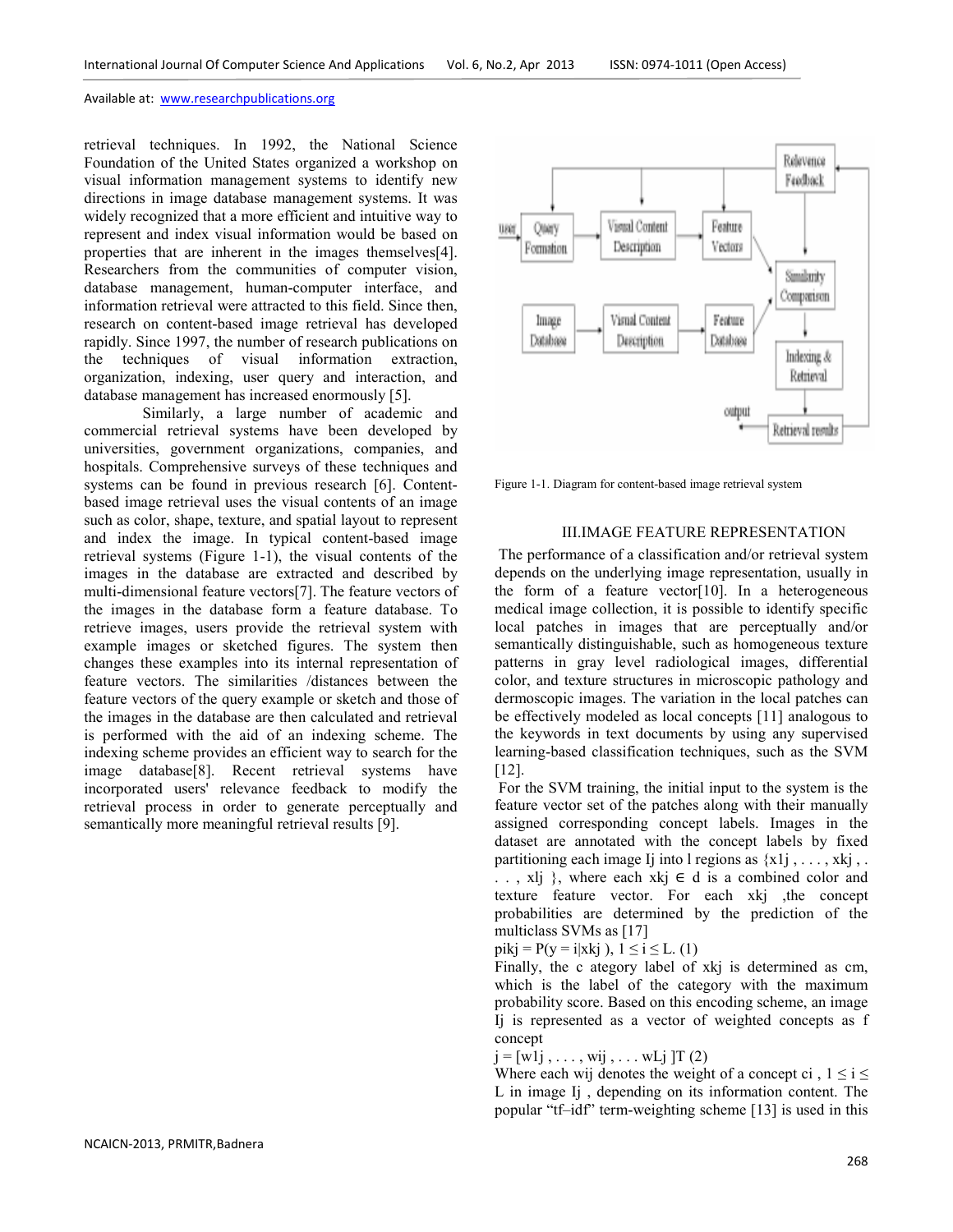retrieval techniques. In 1992, the National Science Foundation of the United States organized a workshop on visual information management systems to identify new directions in image database management systems. It was widely recognized that a more efficient and intuitive way to represent and index visual information would be based on properties that are inherent in the images themselves[4]. Researchers from the communities of computer vision, database management, human-computer interface, and information retrieval were attracted to this field. Since then, research on content-based image retrieval has developed rapidly. Since 1997, the number of research publications on the techniques of visual information extraction, organization, indexing, user query and interaction, and database management has increased enormously [5].

Similarly, a large number of academic and commercial retrieval systems have been developed by universities, government organizations, companies, and hospitals. Comprehensive surveys of these techniques and systems can be found in previous research [6]. Content-based image retrieval uses the visual contents of an image such as color, shape, texture, and spatial layout to represent and index the image. In typical content-based image retrieval systems (Figure 1-1), the visual contents of the images in the database are extracted and described by multi-dimensional feature vectors[7]. The feature vectors of the images in the database form a feature database. To retrieve images, users provide the retrieval system with example images or sketched figures. The system then changes these examples into its internal representation of feature vectors. The similarities /distances between the feature vectors of the query example or sketch and those of the images in the database are then calculated and retrieval is performed with the aid of an indexing scheme. The indexing scheme provides an efficient way to search for the image database[8]. Recent retrieval systems have incorporated users' relevance feedback to modify the retrieval process in order to generate perceptually and semantically more meaningful retrieval results [9].

Figure 1-1. Diagram for content-based image retrieval system

## III.IMAGE FEATURE REPRESENTATION

The performance of a classification and/or retrieval system depends on the underlying image representation, usually in the form of a feature vector[10]. In a heterogeneous medical image collection, it is possible to identify specific local patches in images that are perceptually and/or semantically distinguishable, such as homogeneous texture patterns in gray level radiological images, differential color, and texture structures in microscopic pathology and dermoscopic images. The variation in the local patches can be effectively modeled as local concepts [11] analogous to the keywords in text documents by using any supervised learning-based classification techniques, such as the SVM [12].

For the SVM training, the initial input to the system is the feature vector set of the patches along with their manually assigned corresponding concept labels. Images in the dataset are annotated with the concept labels by fixed partitioning each image $I_j$ into $l$ regions as $\{x_{1j}, \ldots, x_{kj}, \ldots, x_{lj}\}$, where each $x_{kj} \in d$ is a combined color and texture feature vector. For each $x_{kj}$ ,the concept probabilities are determined by the prediction of the multiclass SVMs as [17]

$p_{ikj} = P(y = i|x_{kj}), 1 \leq i \leq L.$ (1)

Finally, the c ategory label of $x_{kj}$ is determined as $c_m$, which is the label of the category with the maximum probability score. Based on this encoding scheme, an image $I_j$ is represented as a vector of weighted concepts as f concept

$j = [w_{1j}, \ldots, w_{ij}, \ldots w_{Lj}]^T$ (2)

Where each $w_{ij}$ denotes the weight of a concept $c_i$ , $1 \leq i \leq L$ in image $I_j$ , depending on its information content. The popular "tf–idf" term-weighting scheme [13] is used in this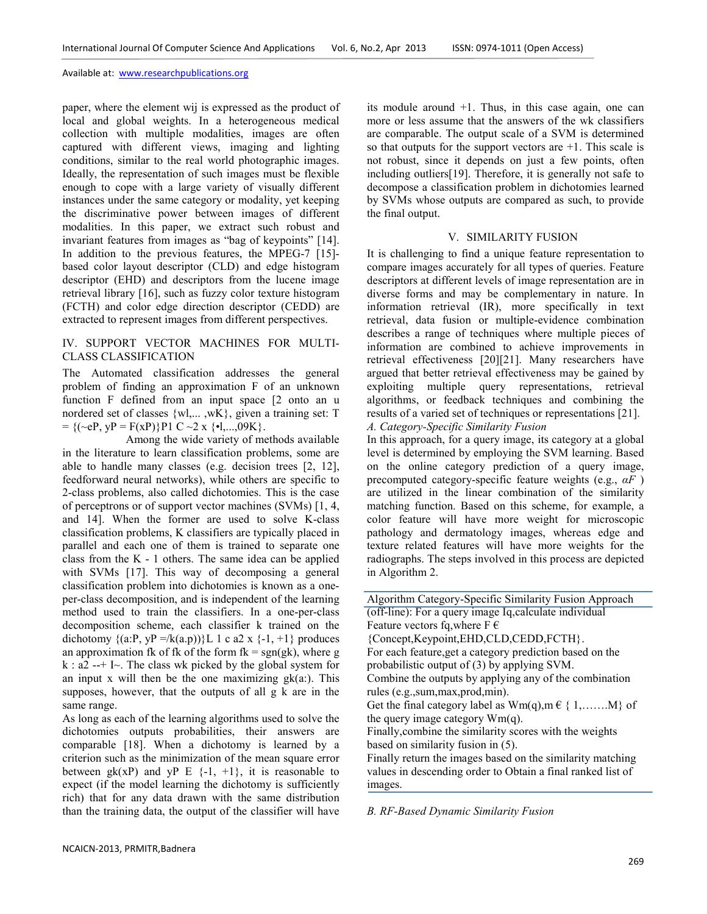paper, where the element wij is expressed as the product of local and global weights. In a heterogeneous medical collection with multiple modalities, images are often captured with different views, imaging and lighting conditions, similar to the real world photographic images. Ideally, the representation of such images must be flexible enough to cope with a large variety of visually different instances under the same category or modality, yet keeping the discriminative power between images of different modalities. In this paper, we extract such robust and invariant features from images as "bag of keypoints" [14]. In addition to the previous features, the MPEG-7 [15]-based color layout descriptor (CLD) and edge histogram descriptor (EHD) and descriptors from the lucene image retrieval library [16], such as fuzzy color texture histogram (FCTH) and color edge direction descriptor (CEDD) are extracted to represent images from different perspectives.

## IV. SUPPORT VECTOR MACHINES FOR MULTI-CLASS CLASSIFICATION

The Automated classification addresses the general problem of finding an approximation F of an unknown function F defined from an input space [2 onto an u nordered set of classes {wl,... ,wK}, given a training set: T = {(~eP, yP = F(xP)}P1 C ~2 x {•l,...,09K}.

Among the wide variety of methods available in the literature to learn classification problems, some are able to handle many classes (e.g. decision trees [2, 12], feedforward neural networks), while others are specific to 2-class problems, also called dichotomies. This is the case of perceptrons or of support vector machines (SVMs) [1, 4, and 14]. When the former are used to solve K-class classification problems, K classifiers are typically placed in parallel and each one of them is trained to separate one class from the K - 1 others. The same idea can be applied with SVMs [17]. This way of decomposing a general classification problem into dichotomies is known as a one-per-class decomposition, and is independent of the learning method used to train the classifiers. In a one-per-class decomposition scheme, each classifier k trained on the dichotomy {(a:P, yP =/k(a.p))}L 1 c a2 x {-1, +1} produces an approximation fk of fk of the form fk = sgn(gk), where g k : a2 --+ I~. The class wk picked by the global system for an input x will then be the one maximizing gk(a:). This supposes, however, that the outputs of all g k are in the same range.

As long as each of the learning algorithms used to solve the dichotomies outputs probabilities, their answers are comparable [18]. When a dichotomy is learned by a criterion such as the minimization of the mean square error between gk(xP) and yP E {-1, +1}, it is reasonable to expect (if the model learning the dichotomy is sufficiently rich) that for any data drawn with the same distribution than the training data, the output of the classifier will have its module around +1. Thus, in this case again, one can more or less assume that the answers of the wk classifiers are comparable. The output scale of a SVM is determined so that outputs for the support vectors are +1. This scale is not robust, since it depends on just a few points, often including outliers[19]. Therefore, it is generally not safe to decompose a classification problem in dichotomies learned by SVMs whose outputs are compared as such, to provide the final output.

## V. SIMILARITY FUSION

It is challenging to find a unique feature representation to compare images accurately for all types of queries. Feature descriptors at different levels of image representation are in diverse forms and may be complementary in nature. In information retrieval (IR), more specifically in text retrieval, data fusion or multiple-evidence combination describes a range of techniques where multiple pieces of information are combined to achieve improvements in retrieval effectiveness [20][21]. Many researchers have argued that better retrieval effectiveness may be gained by exploiting multiple query representations, retrieval algorithms, or feedback techniques and combining the results of a varied set of techniques or representations [21].

### *A. Category-Specific Similarity Fusion*

In this approach, for a query image, its category at a global level is determined by employing the SVM learning. Based on the online category prediction of a query image, precomputed category-specific feature weights (e.g., $\alpha F$ ) are utilized in the linear combination of the similarity matching function. Based on this scheme, for example, a color feature will have more weight for microscopic pathology and dermatology images, whereas edge and texture related features will have more weights for the radiographs. The steps involved in this process are depicted in Algorithm 2.

---

Algorithm Category-Specific Similarity Fusion Approach

---

(off-line): For a query image Iq,calculate individual Feature vectors fq,where F € {Concept,Keypoint,EHD,CLD,CEDD,FCTH}.

For each feature,get a category prediction based on the probabilistic output of (3) by applying SVM.

Combine the outputs by applying any of the combination rules (e.g.,sum,max,prod,min).

Get the final category label as Wm(q),m € { 1,…….M} of the query image category Wm(q).

Finally,combine the similarity scores with the weights based on similarity fusion in (5).

Finally return the images based on the similarity matching values in descending order to Obtain a final ranked list of images.

---

### *B. RF-Based Dynamic Similarity Fusion*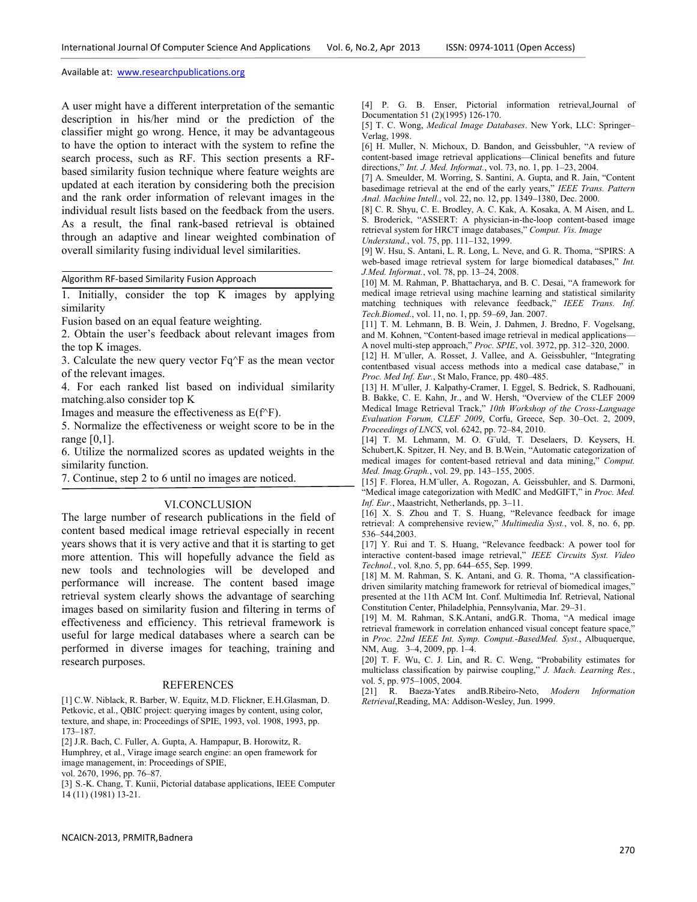A user might have a different interpretation of the semantic description in his/her mind or the prediction of the classifier might go wrong. Hence, it may be advantageous to have the option to interact with the system to refine the search process, such as RF. This section presents a RF-based similarity fusion technique where feature weights are updated at each iteration by considering both the precision and the rank order information of relevant images in the individual result lists based on the feedback from the users. As a result, the final rank-based retrieval is obtained through an adaptive and linear weighted combination of overall similarity fusing individual level similarities.

---

Algorithm RF-based Similarity Fusion Approach

---

1. Initially, consider the top K images by applying similarity
Fusion based on an equal feature weighting.
2. Obtain the user's feedback about relevant images from the top K images.
3. Calculate the new query vector Fq^F as the mean vector of the relevant images.
4. For each ranked list based on individual similarity matching.also consider top K
Images and measure the effectiveness as E(f^F).
5. Normalize the effectiveness or weight score to be in the range [0,1].
6. Utilize the normalized scores as updated weights in the similarity function.
7. Continue, step 2 to 6 until no images are noticed.

---

## VI.CONCLUSION

The large number of research publications in the field of content based medical image retrieval especially in recent years shows that it is very active and that it is starting to get more attention. This will hopefully advance the field as new tools and technologies will be developed and performance will increase. The content based image retrieval system clearly shows the advantage of searching images based on similarity fusion and filtering in terms of effectiveness and efficiency. This retrieval framework is useful for large medical databases where a search can be performed in diverse images for teaching, training and research purposes.

## REFERENCES

[1] C.W. Niblack, R. Barber, W. Equitz, M.D. Flickner, E.H.Glasman, D. Petkovic, et al., QBIC project: querying images by content, using color, texture, and shape, in: Proceedings of SPIE, 1993, vol. 1908, 1993, pp. 173–187.

[2] J.R. Bach, C. Fuller, A. Gupta, A. Hampapur, B. Horowitz, R. Humphrey, et al., Virage image search engine: an open framework for image management, in: Proceedings of SPIE, vol. 2670, 1996, pp. 76–87.

[3] S.-K. Chang, T. Kunii, Pictorial database applications, IEEE Computer 14 (11) (1981) 13-21.

[4] P. G. B. Enser, Pictorial information retrieval,Journal of Documentation 51 (2)(1995) 126-170.

[5] T. C. Wong, *Medical Image Databases*. New York, LLC: Springer–Verlag, 1998.

[6] H. Muller, N. Michoux, D. Bandon, and Geissbuhler, "A review of content-based image retrieval applications—Clinical benefits and future directions," *Int. J. Med. Informat.*, vol. 73, no. 1, pp. 1–23, 2004.

[7] A. Smeulder, M. Worring, S. Santini, A. Gupta, and R. Jain, "Content basedimage retrieval at the end of the early years," *IEEE Trans. Pattern Anal. Machine Intell.*, vol. 22, no. 12, pp. 1349–1380, Dec. 2000.

[8] C. R. Shyu, C. E. Bredley, A. C. Kak, A. Kosaka, A. M Aisen, and L. S. Broderick, "ASSERT: A physician-in-the-loop content-based image retrieval system for HRCT image databases," *Comput. Vis. Image Understand.*, vol. 75, pp. 111–132, 1999.

[9] W. Hsu, S. Antani, L. R. Long, L. Neve, and G. R. Thoma, "SPIRS: A web-based image retrieval system for large biomedical databases," *Int. J.Med. Informat.*, vol. 78, pp. 13–24, 2008.

[10] M. M. Rahman, P. Bhattacharya, and B. C. Desai, "A framework for medical image retrieval using machine learning and statistical similarity matching techniques with relevance feedback," *IEEE Trans. Inf. Tech.Biomed.*, vol. 11, no. 1, pp. 59–69, Jan. 2007.

[11] T. M. Lehmann, B. B. Wein, J. Dahmen, J. Bredno, F. Vogelsang, and M. Kohnen, "Content-based image retrieval in medical applications—A novel multi-step approach," *Proc. SPIE*, vol. 3972, pp. 312–320, 2000.

[12] H. M¨uller, A. Rosset, J. Vallee, and A. Geissbuhler, "Integrating contentbased visual access methods into a medical case database," in *Proc. Med Inf. Eur.*, St Malo, France, pp. 480–485.

[13] H. M¨uller, J. Kalpathy-Cramer, I. Eggel, S. Bedrick, S. Radhouani, B. Bakke, C. E. Kahn, Jr., and W. Hersh, "Overview of the CLEF 2009 Medical Image Retrieval Track," *10th Workshop of the Cross-Language Evaluation Forum, CLEF 2009*, Corfu, Greece, Sep. 30–Oct. 2, 2009, *Proceedings of LNCS*, vol. 6242, pp. 72–84, 2010.

[14] T. M. Lehmann, M. O. G¨uld, T. Deselaers, D. Keysers, H. Schubert,K. Spitzer, H. Ney, and B. B.Wein, "Automatic categorization of medical images for content-based retrieval and data mining," *Comput. Med. Imag.Graph.*, vol. 29, pp. 143–155, 2005.

[15] F. Florea, H.M¨uller, A. Rogozan, A. Geissbuhler, and S. Darmoni, "Medical image categorization with MedIC and MedGIFT," in *Proc. Med. Inf. Eur.*, Maastricht, Netherlands, pp. 3–11.

[16] X. S. Zhou and T. S. Huang, "Relevance feedback for image retrieval: A comprehensive review," *Multimedia Syst.*, vol. 8, no. 6, pp. 536–544,2003.

[17] Y. Rui and T. S. Huang, "Relevance feedback: A power tool for interactive content-based image retrieval," *IEEE Circuits Syst. Video Technol.*, vol. 8,no. 5, pp. 644–655, Sep. 1999.

[18] M. M. Rahman, S. K. Antani, and G. R. Thoma, "A classification-driven similarity matching framework for retrieval of biomedical images," presented at the 11th ACM Int. Conf. Multimedia Inf. Retrieval, National Constitution Center, Philadelphia, Pennsylvania, Mar. 29–31.

[19] M. M. Rahman, S.K.Antani, andG.R. Thoma, "A medical image retrieval framework in correlation enhanced visual concept feature space," in *Proc. 22nd IEEE Int. Symp. Comput.-BasedMed. Syst.*, Albuquerque, NM, Aug. 3–4, 2009, pp. 1–4.

[20] T. F. Wu, C. J. Lin, and R. C. Weng, "Probability estimates for multiclass classification by pairwise coupling," *J. Mach. Learning Res.*, vol. 5, pp. 975–1005, 2004.

[21] R. Baeza-Yates andB.Ribeiro-Neto, *Modern Information Retrieval*,Reading, MA: Addison-Wesley, Jun. 1999.